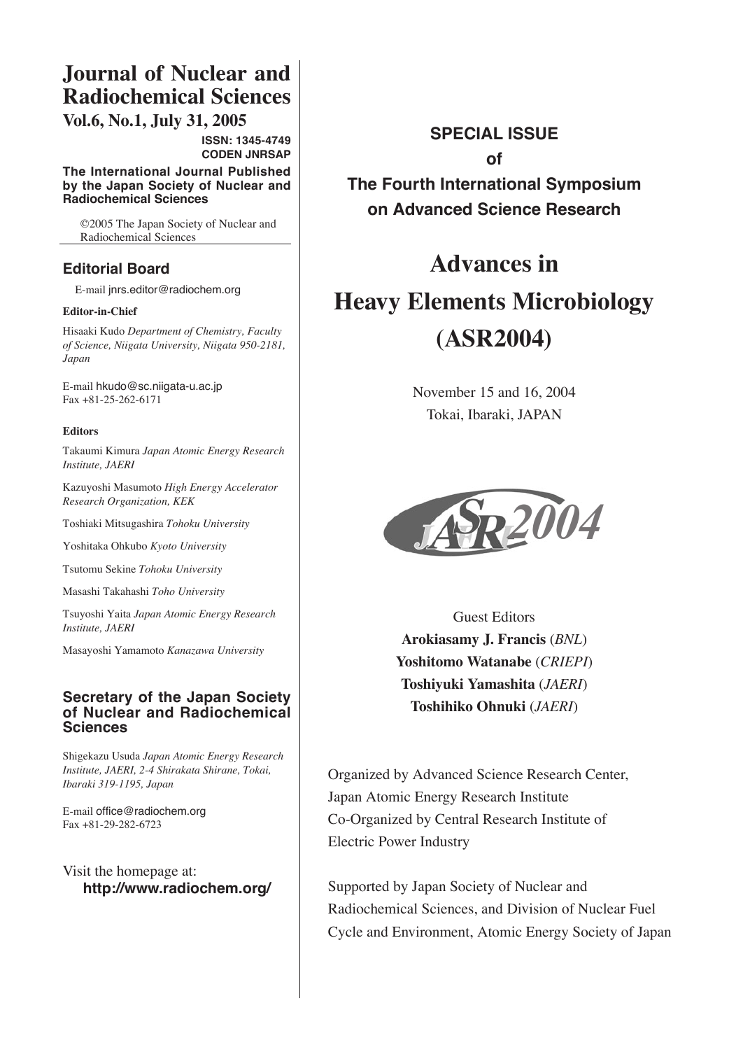# Journal of Nuclear and Radiochemical Sciences

**Vol.6, No.1, July 31, 2005**

**ISSN: 1345-4749**
**CODEN JNRSAP**

**The International Journal Published by the Japan Society of Nuclear and Radiochemical Sciences**

©2005 The Japan Society of Nuclear and Radiochemical Sciences

## Editorial Board

E-mail jnrs.editor@radiochem.org

**Editor-in-Chief**

Hisaaki Kudo *Department of Chemistry, Faculty of Science, Niigata University, Niigata 950-2181, Japan*

E-mail hkudo@sc.niigata-u.ac.jp
Fax +81-25-262-6171

**Editors**

Takaumi Kimura *Japan Atomic Energy Research Institute, JAERI*

Kazuyoshi Masumoto *High Energy Accelerator Research Organization, KEK*

Toshiaki Mitsugashira *Tohoku University*

Yoshitaka Ohkubo *Kyoto University*

Tsutomu Sekine *Tohoku University*

Masashi Takahashi *Toho University*

Tsuyoshi Yaita *Japan Atomic Energy Research Institute, JAERI*

Masayoshi Yamamoto *Kanazawa University*

## Secretary of the Japan Society of Nuclear and Radiochemical Sciences

Shigekazu Usuda *Japan Atomic Energy Research Institute, JAERI, 2-4 Shirakata Shirane, Tokai, Ibaraki 319-1195, Japan*

E-mail office@radiochem.org
Fax +81-29-282-6723

Visit the homepage at:
**http://www.radiochem.org/**

**SPECIAL ISSUE**
**of**
**The Fourth International Symposium on Advanced Science Research**

# Advances in Heavy Elements Microbiology (ASR2004)

November 15 and 16, 2004
Tokai, Ibaraki, JAPAN

Guest Editors
**Arokiasamy J. Francis** (*BNL*)
**Yoshitomo Watanabe** (*CRIEPI*)
**Toshiyuki Yamashita** (*JAERI*)
**Toshihiko Ohnuki** (*JAERI*)

Organized by Advanced Science Research Center, Japan Atomic Energy Research Institute
Co-Organized by Central Research Institute of Electric Power Industry

Supported by Japan Society of Nuclear and Radiochemical Sciences, and Division of Nuclear Fuel Cycle and Environment, Atomic Energy Society of Japan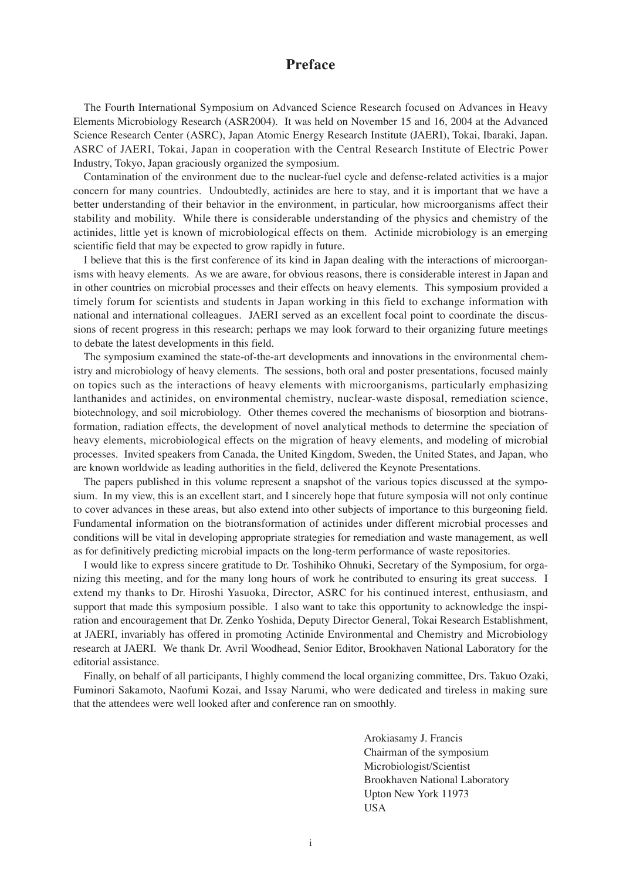# Preface

The Fourth International Symposium on Advanced Science Research focused on Advances in Heavy Elements Microbiology Research (ASR2004). It was held on November 15 and 16, 2004 at the Advanced Science Research Center (ASRC), Japan Atomic Energy Research Institute (JAERI), Tokai, Ibaraki, Japan. ASRC of JAERI, Tokai, Japan in cooperation with the Central Research Institute of Electric Power Industry, Tokyo, Japan graciously organized the symposium.

Contamination of the environment due to the nuclear-fuel cycle and defense-related activities is a major concern for many countries. Undoubtedly, actinides are here to stay, and it is important that we have a better understanding of their behavior in the environment, in particular, how microorganisms affect their stability and mobility. While there is considerable understanding of the physics and chemistry of the actinides, little yet is known of microbiological effects on them. Actinide microbiology is an emerging scientific field that may be expected to grow rapidly in future.

I believe that this is the first conference of its kind in Japan dealing with the interactions of microorganisms with heavy elements. As we are aware, for obvious reasons, there is considerable interest in Japan and in other countries on microbial processes and their effects on heavy elements. This symposium provided a timely forum for scientists and students in Japan working in this field to exchange information with national and international colleagues. JAERI served as an excellent focal point to coordinate the discussions of recent progress in this research; perhaps we may look forward to their organizing future meetings to debate the latest developments in this field.

The symposium examined the state-of-the-art developments and innovations in the environmental chemistry and microbiology of heavy elements. The sessions, both oral and poster presentations, focused mainly on topics such as the interactions of heavy elements with microorganisms, particularly emphasizing lanthanides and actinides, on environmental chemistry, nuclear-waste disposal, remediation science, biotechnology, and soil microbiology. Other themes covered the mechanisms of biosorption and biotransformation, radiation effects, the development of novel analytical methods to determine the speciation of heavy elements, microbiological effects on the migration of heavy elements, and modeling of microbial processes. Invited speakers from Canada, the United Kingdom, Sweden, the United States, and Japan, who are known worldwide as leading authorities in the field, delivered the Keynote Presentations.

The papers published in this volume represent a snapshot of the various topics discussed at the symposium. In my view, this is an excellent start, and I sincerely hope that future symposia will not only continue to cover advances in these areas, but also extend into other subjects of importance to this burgeoning field. Fundamental information on the biotransformation of actinides under different microbial processes and conditions will be vital in developing appropriate strategies for remediation and waste management, as well as for definitively predicting microbial impacts on the long-term performance of waste repositories.

I would like to express sincere gratitude to Dr. Toshihiko Ohnuki, Secretary of the Symposium, for organizing this meeting, and for the many long hours of work he contributed to ensuring its great success. I extend my thanks to Dr. Hiroshi Yasuoka, Director, ASRC for his continued interest, enthusiasm, and support that made this symposium possible. I also want to take this opportunity to acknowledge the inspiration and encouragement that Dr. Zenko Yoshida, Deputy Director General, Tokai Research Establishment, at JAERI, invariably has offered in promoting Actinide Environmental and Chemistry and Microbiology research at JAERI. We thank Dr. Avril Woodhead, Senior Editor, Brookhaven National Laboratory for the editorial assistance.

Finally, on behalf of all participants, I highly commend the local organizing committee, Drs. Takuo Ozaki, Fuminori Sakamoto, Naofumi Kozai, and Issay Narumi, who were dedicated and tireless in making sure that the attendees were well looked after and conference ran on smoothly.

Arokiasamy J. Francis  
Chairman of the symposium  
Microbiologist/Scientist  
Brookhaven National Laboratory  
Upton New York 11973  
USA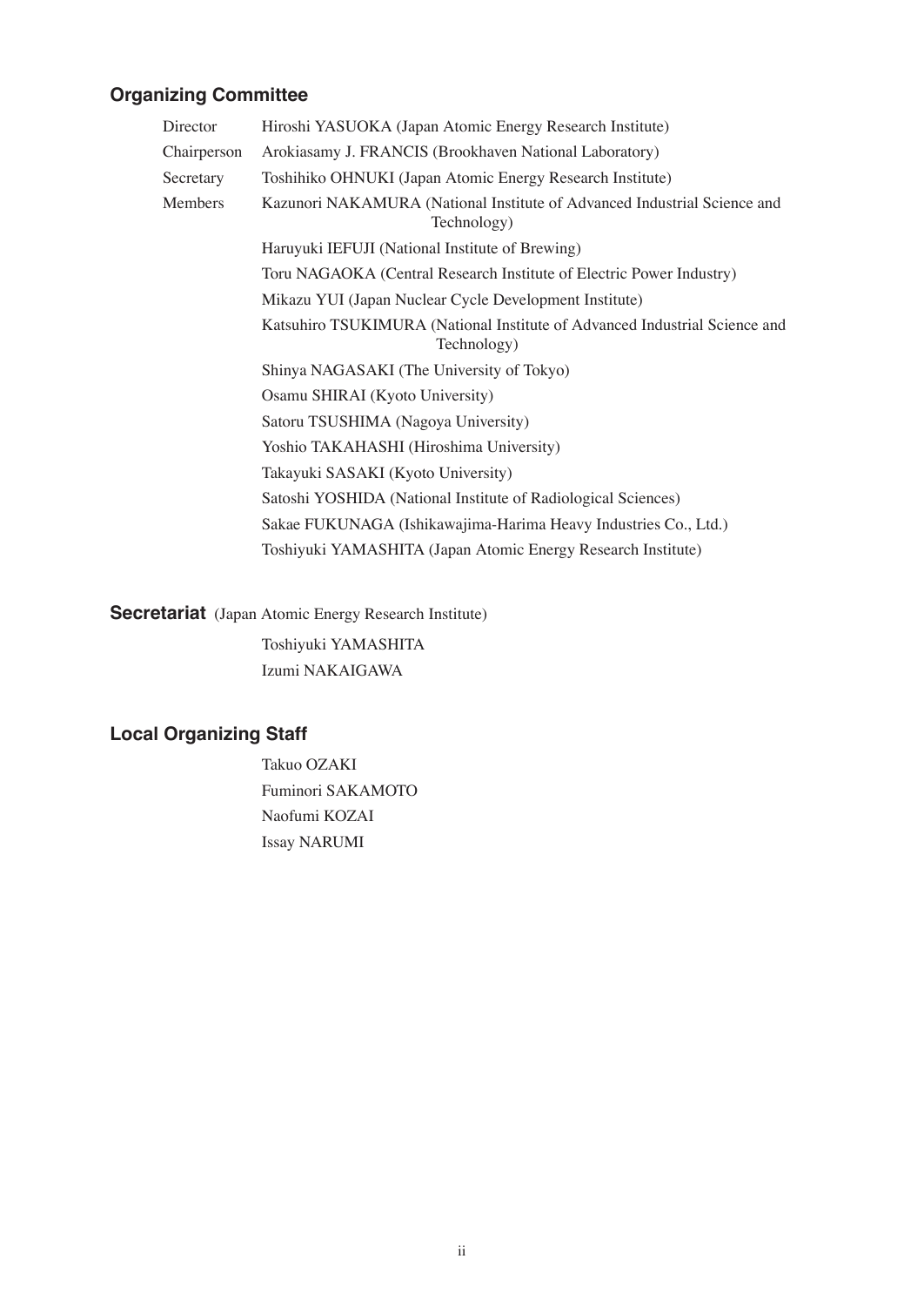## Organizing Committee

| | |
|---|---|
| Director | Hiroshi YASUOKA (Japan Atomic Energy Research Institute) |
| Chairperson | Arokiasamy J. FRANCIS (Brookhaven National Laboratory) |
| Secretary | Toshihiko OHNUKI (Japan Atomic Energy Research Institute) |
| Members | Kazunori NAKAMURA (National Institute of Advanced Industrial Science and Technology) |
| | Haruyuki IEFUJI (National Institute of Brewing) |
| | Toru NAGAOKA (Central Research Institute of Electric Power Industry) |
| | Mikazu YUI (Japan Nuclear Cycle Development Institute) |
| | Katsuhiro TSUKIMURA (National Institute of Advanced Industrial Science and Technology) |
| | Shinya NAGASAKI (The University of Tokyo) |
| | Osamu SHIRAI (Kyoto University) |
| | Satoru TSUSHIMA (Nagoya University) |
| | Yoshio TAKAHASHI (Hiroshima University) |
| | Takayuki SASAKI (Kyoto University) |
| | Satoshi YOSHIDA (National Institute of Radiological Sciences) |
| | Sakae FUKUNAGA (Ishikawajima-Harima Heavy Industries Co., Ltd.) |
| | Toshiyuki YAMASHITA (Japan Atomic Energy Research Institute) |

## Secretariat (Japan Atomic Energy Research Institute)

Toshiyuki YAMASHITA

Izumi NAKAIGAWA

## Local Organizing Staff

Takuo OZAKI

Fuminori SAKAMOTO

Naofumi KOZAI

Issay NARUMI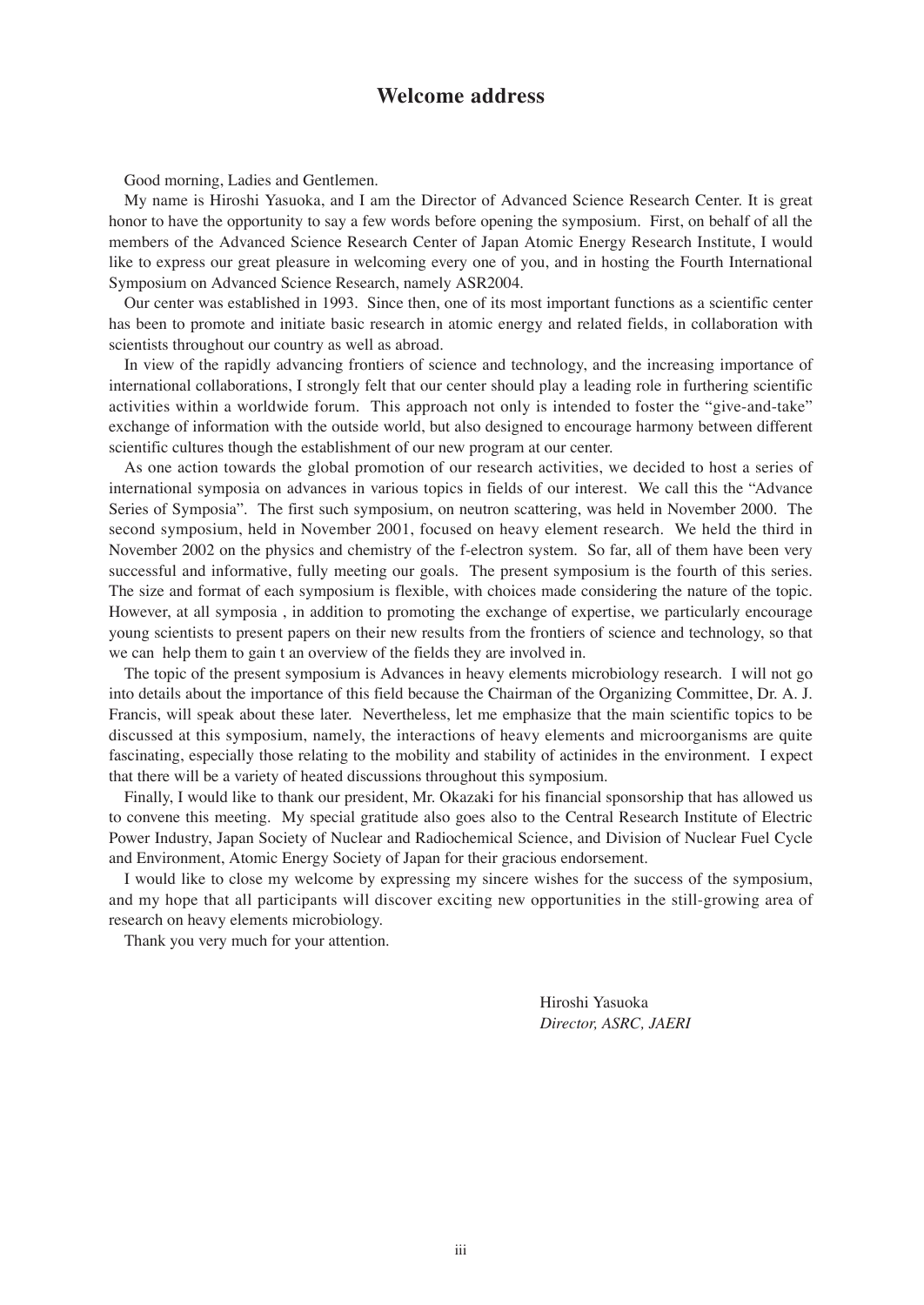# Welcome address

Good morning, Ladies and Gentlemen.

My name is Hiroshi Yasuoka, and I am the Director of Advanced Science Research Center. It is great honor to have the opportunity to say a few words before opening the symposium. First, on behalf of all the members of the Advanced Science Research Center of Japan Atomic Energy Research Institute, I would like to express our great pleasure in welcoming every one of you, and in hosting the Fourth International Symposium on Advanced Science Research, namely ASR2004.

Our center was established in 1993. Since then, one of its most important functions as a scientific center has been to promote and initiate basic research in atomic energy and related fields, in collaboration with scientists throughout our country as well as abroad.

In view of the rapidly advancing frontiers of science and technology, and the increasing importance of international collaborations, I strongly felt that our center should play a leading role in furthering scientific activities within a worldwide forum. This approach not only is intended to foster the "give-and-take" exchange of information with the outside world, but also designed to encourage harmony between different scientific cultures though the establishment of our new program at our center.

As one action towards the global promotion of our research activities, we decided to host a series of international symposia on advances in various topics in fields of our interest. We call this the "Advance Series of Symposia". The first such symposium, on neutron scattering, was held in November 2000. The second symposium, held in November 2001, focused on heavy element research. We held the third in November 2002 on the physics and chemistry of the f-electron system. So far, all of them have been very successful and informative, fully meeting our goals. The present symposium is the fourth of this series. The size and format of each symposium is flexible, with choices made considering the nature of the topic. However, at all symposia , in addition to promoting the exchange of expertise, we particularly encourage young scientists to present papers on their new results from the frontiers of science and technology, so that we can help them to gain t an overview of the fields they are involved in.

The topic of the present symposium is Advances in heavy elements microbiology research. I will not go into details about the importance of this field because the Chairman of the Organizing Committee, Dr. A. J. Francis, will speak about these later. Nevertheless, let me emphasize that the main scientific topics to be discussed at this symposium, namely, the interactions of heavy elements and microorganisms are quite fascinating, especially those relating to the mobility and stability of actinides in the environment. I expect that there will be a variety of heated discussions throughout this symposium.

Finally, I would like to thank our president, Mr. Okazaki for his financial sponsorship that has allowed us to convene this meeting. My special gratitude also goes also to the Central Research Institute of Electric Power Industry, Japan Society of Nuclear and Radiochemical Science, and Division of Nuclear Fuel Cycle and Environment, Atomic Energy Society of Japan for their gracious endorsement.

I would like to close my welcome by expressing my sincere wishes for the success of the symposium, and my hope that all participants will discover exciting new opportunities in the still-growing area of research on heavy elements microbiology.

Thank you very much for your attention.

Hiroshi Yasuoka
*Director, ASRC, JAERI*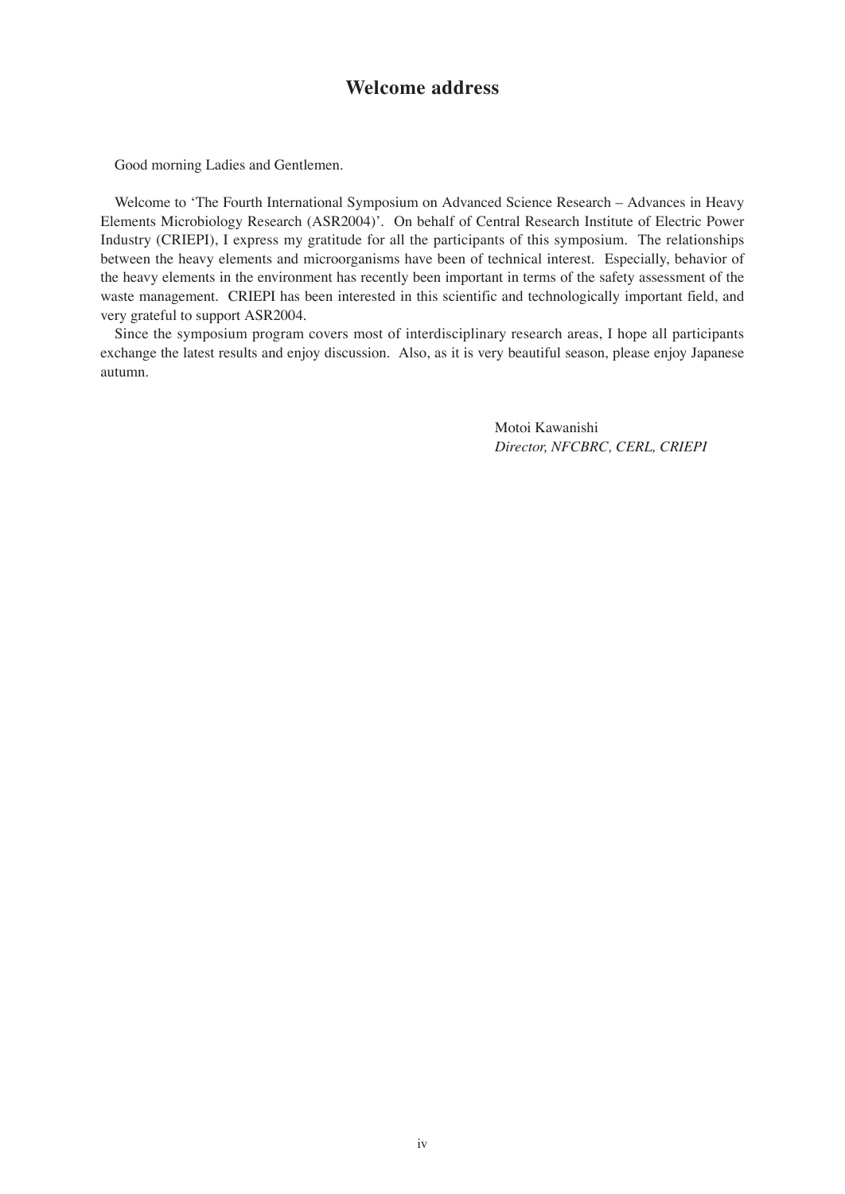# Welcome address

Good morning Ladies and Gentlemen.

Welcome to 'The Fourth International Symposium on Advanced Science Research – Advances in Heavy Elements Microbiology Research (ASR2004)'. On behalf of Central Research Institute of Electric Power Industry (CRIEPI), I express my gratitude for all the participants of this symposium. The relationships between the heavy elements and microorganisms have been of technical interest. Especially, behavior of the heavy elements in the environment has recently been important in terms of the safety assessment of the waste management. CRIEPI has been interested in this scientific and technologically important field, and very grateful to support ASR2004.

Since the symposium program covers most of interdisciplinary research areas, I hope all participants exchange the latest results and enjoy discussion. Also, as it is very beautiful season, please enjoy Japanese autumn.

Motoi Kawanishi
*Director, NFCBRC, CERL, CRIEPI*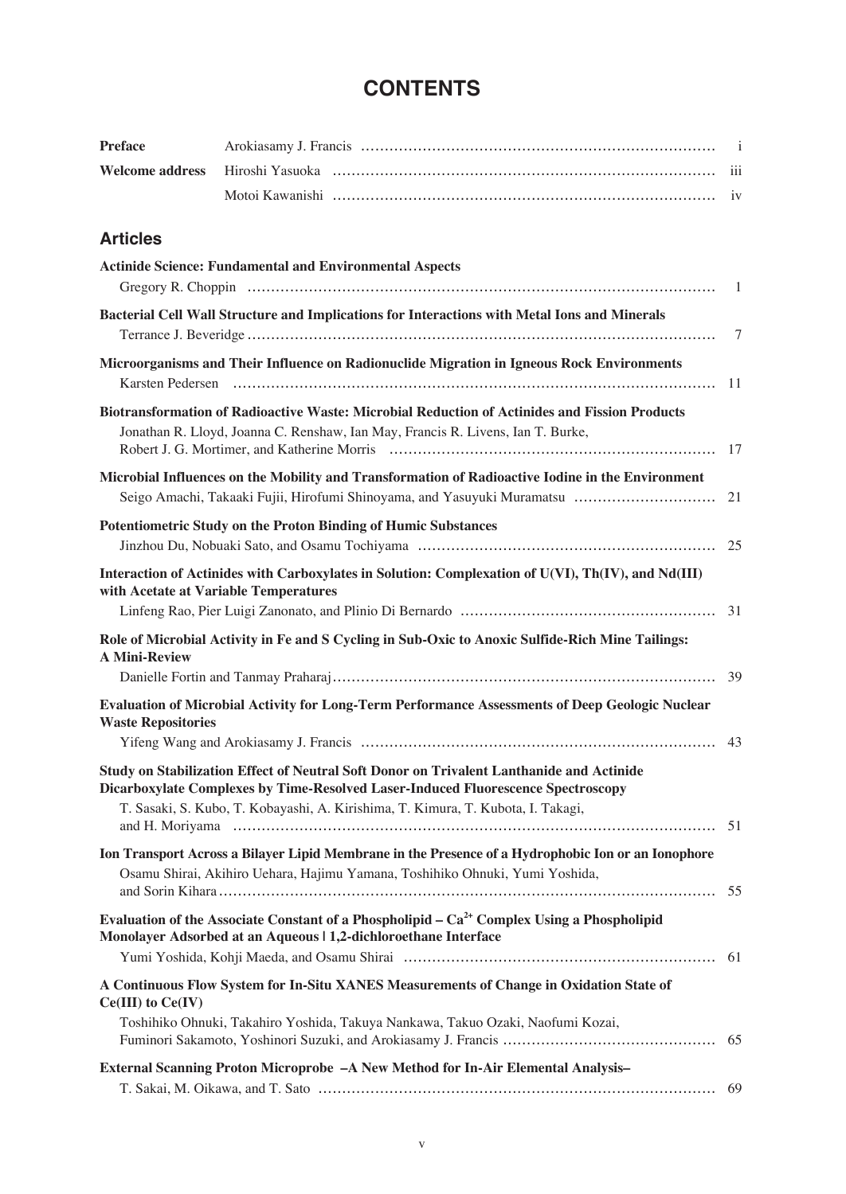# CONTENTS

| | | |
|---|---|---|
| **Preface** | Arokiasamy J. Francis | i |
| **Welcome address** | Hiroshi Yasuoka | iii |
| | Motoi Kawanishi | iv |

## Articles

**Actinide Science: Fundamental and Environmental Aspects**
Gregory R. Choppin ........ 1

**Bacterial Cell Wall Structure and Implications for Interactions with Metal Ions and Minerals**
Terrance J. Beveridge ........ 7

**Microorganisms and Their Influence on Radionuclide Migration in Igneous Rock Environments**
Karsten Pedersen ........ 11

**Biotransformation of Radioactive Waste: Microbial Reduction of Actinides and Fission Products**
Jonathan R. Lloyd, Joanna C. Renshaw, Ian May, Francis R. Livens, Ian T. Burke, Robert J. G. Mortimer, and Katherine Morris ........ 17

**Microbial Influences on the Mobility and Transformation of Radioactive Iodine in the Environment**
Seigo Amachi, Takaaki Fujii, Hirofumi Shinoyama, and Yasuyuki Muramatsu ........ 21

**Potentiometric Study on the Proton Binding of Humic Substances**
Jinzhou Du, Nobuaki Sato, and Osamu Tochiyama ........ 25

**Interaction of Actinides with Carboxylates in Solution: Complexation of U(VI), Th(IV), and Nd(III) with Acetate at Variable Temperatures**
Linfeng Rao, Pier Luigi Zanonato, and Plinio Di Bernardo ........ 31

**Role of Microbial Activity in Fe and S Cycling in Sub-Oxic to Anoxic Sulfide-Rich Mine Tailings: A Mini-Review**
Danielle Fortin and Tanmay Praharaj ........ 39

**Evaluation of Microbial Activity for Long-Term Performance Assessments of Deep Geologic Nuclear Waste Repositories**
Yifeng Wang and Arokiasamy J. Francis ........ 43

**Study on Stabilization Effect of Neutral Soft Donor on Trivalent Lanthanide and Actinide Dicarboxylate Complexes by Time-Resolved Laser-Induced Fluorescence Spectroscopy**
T. Sasaki, S. Kubo, T. Kobayashi, A. Kirishima, T. Kimura, T. Kubota, I. Takagi, and H. Moriyama ........ 51

**Ion Transport Across a Bilayer Lipid Membrane in the Presence of a Hydrophobic Ion or an Ionophore**
Osamu Shirai, Akihiro Uehara, Hajimu Yamana, Toshihiko Ohnuki, Yumi Yoshida, and Sorin Kihara ........ 55

**Evaluation of the Associate Constant of a Phospholipid – $Ca^{2+}$ Complex Using a Phospholipid Monolayer Adsorbed at an Aqueous | 1,2-dichloroethane Interface**
Yumi Yoshida, Kohji Maeda, and Osamu Shirai ........ 61

**A Continuous Flow System for In-Situ XANES Measurements of Change in Oxidation State of Ce(III) to Ce(IV)**
Toshihiko Ohnuki, Takahiro Yoshida, Takuya Nankawa, Takuo Ozaki, Naofumi Kozai, Fuminori Sakamoto, Yoshinori Suzuki, and Arokiasamy J. Francis ........ 65

**External Scanning Proton Microprobe –A New Method for In-Air Elemental Analysis–**
T. Sakai, M. Oikawa, and T. Sato ........ 69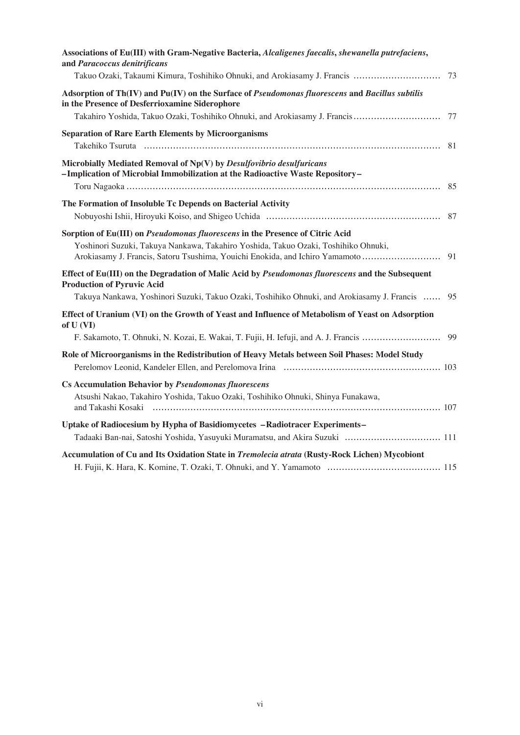**Associations of Eu(III) with Gram-Negative Bacteria, *Alcaligenes faecalis*, *shewanella putrefaciens*, and *Paracoccus denitrificans***

Takuo Ozaki, Takaumi Kimura, Toshihiko Ohnuki, and Arokiasamy J. Francis …………………………… 73

**Adsorption of Th(IV) and Pu(IV) on the Surface of *Pseudomonas fluorescens* and *Bacillus subtilis* in the Presence of Desferrioxamine Siderophore**

Takahiro Yoshida, Takuo Ozaki, Toshihiko Ohnuki, and Arokiasamy J. Francis ………………………… 77

**Separation of Rare Earth Elements by Microorganisms**

Takehiko Tsuruta ………………………………………………………………………………………… 81

**Microbially Mediated Removal of Np(V) by *Desulfovibrio desulfuricans* –Implication of Microbial Immobilization at the Radioactive Waste Repository–**

Toru Nagaoka ……………………………………………………………………………………………… 85

**The Formation of Insoluble Tc Depends on Bacterial Activity**

Nobuyoshi Ishii, Hiroyuki Koiso, and Shigeo Uchida …………………………………………………… 87

**Sorption of Eu(III) on *Pseudomonas fluorescens* in the Presence of Citric Acid**

Yoshinori Suzuki, Takuya Nankawa, Takahiro Yoshida, Takuo Ozaki, Toshihiko Ohnuki, Arokiasamy J. Francis, Satoru Tsushima, Youichi Enokida, and Ichiro Yamamoto ……………………… 91

**Effect of Eu(III) on the Degradation of Malic Acid by *Pseudomonas fluorescens* and the Subsequent Production of Pyruvic Acid**

Takuya Nankawa, Yoshinori Suzuki, Takuo Ozaki, Toshihiko Ohnuki, and Arokiasamy J. Francis …… 95

**Effect of Uranium (VI) on the Growth of Yeast and Influence of Metabolism of Yeast on Adsorption of U (VI)**

F. Sakamoto, T. Ohnuki, N. Kozai, E. Wakai, T. Fujii, H. Iefuji, and A. J. Francis ……………………… 99

**Role of Microorganisms in the Redistribution of Heavy Metals between Soil Phases: Model Study**

Perelomov Leonid, Kandeler Ellen, and Perelomova Irina ……………………………………………… 103

**Cs Accumulation Behavior by *Pseudomonas fluorescens***

Atsushi Nakao, Takahiro Yoshida, Takuo Ozaki, Toshihiko Ohnuki, Shinya Funakawa, and Takashi Kosaki ………………………………………………………………………………………… 107

**Uptake of Radiocesium by Hypha of Basidiomycetes –Radiotracer Experiments–**

Tadaaki Ban-nai, Satoshi Yoshida, Yasuyuki Muramatsu, and Akira Suzuki …………………………… 111

**Accumulation of Cu and Its Oxidation State in *Tremolecia atrata* (Rusty-Rock Lichen) Mycobiont**

H. Fujii, K. Hara, K. Komine, T. Ozaki, T. Ohnuki, and Y. Yamamoto ………………………………… 115